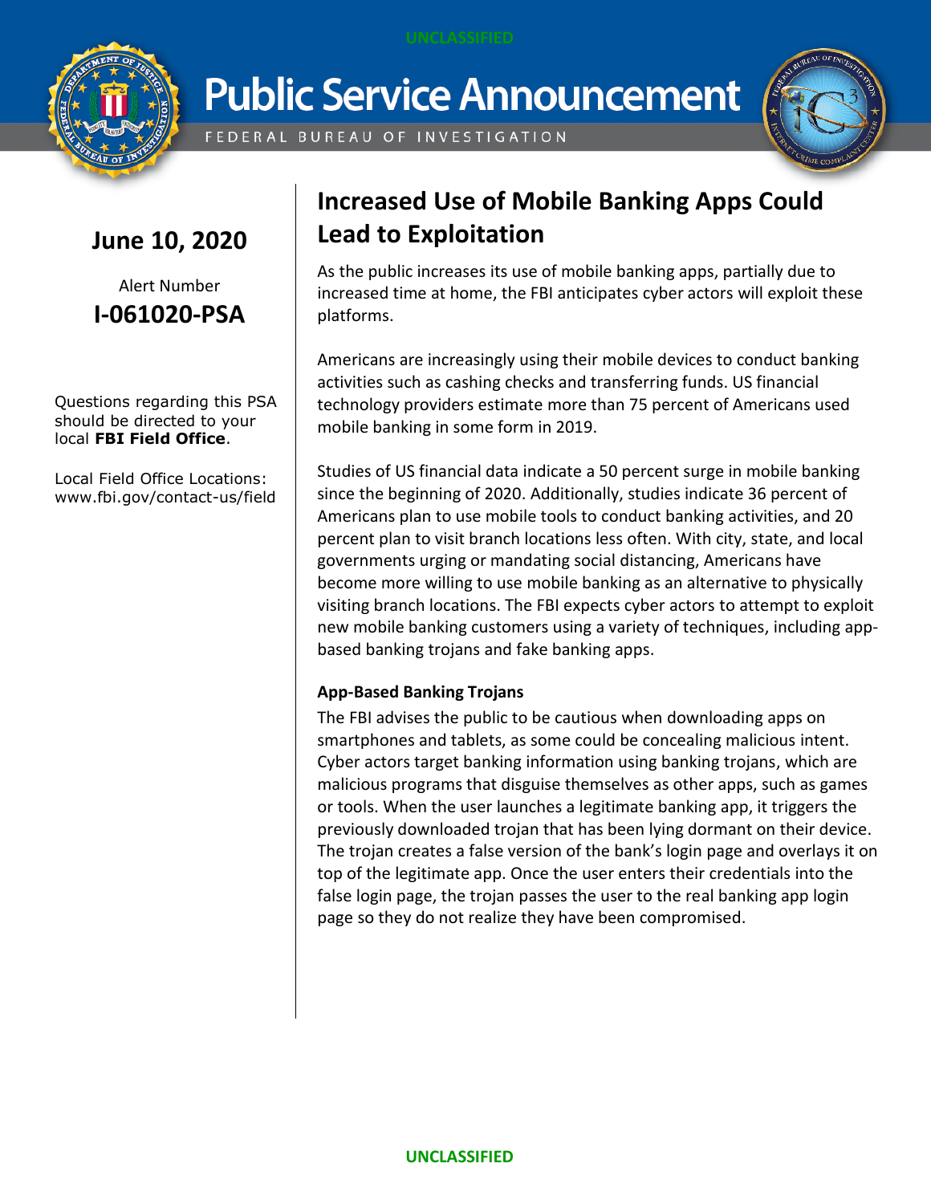UNCLASSIFIED

# Public Service Announcement

FEDERAL BUREAU OF INVESTIGATION

**June 10, 2020**

Alert Number

**I-061020-PSA**

Questions regarding this PSA should be directed to your local **FBI Field Office**.

Local Field Office Locations: www.fbi.gov/contact-us/field

## Increased Use of Mobile Banking Apps Could Lead to Exploitation

As the public increases its use of mobile banking apps, partially due to increased time at home, the FBI anticipates cyber actors will exploit these platforms.

Americans are increasingly using their mobile devices to conduct banking activities such as cashing checks and transferring funds. US financial technology providers estimate more than 75 percent of Americans used mobile banking in some form in 2019.

Studies of US financial data indicate a 50 percent surge in mobile banking since the beginning of 2020. Additionally, studies indicate 36 percent of Americans plan to use mobile tools to conduct banking activities, and 20 percent plan to visit branch locations less often. With city, state, and local governments urging or mandating social distancing, Americans have become more willing to use mobile banking as an alternative to physically visiting branch locations. The FBI expects cyber actors to attempt to exploit new mobile banking customers using a variety of techniques, including app-based banking trojans and fake banking apps.

### App-Based Banking Trojans

The FBI advises the public to be cautious when downloading apps on smartphones and tablets, as some could be concealing malicious intent. Cyber actors target banking information using banking trojans, which are malicious programs that disguise themselves as other apps, such as games or tools. When the user launches a legitimate banking app, it triggers the previously downloaded trojan that has been lying dormant on their device. The trojan creates a false version of the bank's login page and overlays it on top of the legitimate app. Once the user enters their credentials into the false login page, the trojan passes the user to the real banking app login page so they do not realize they have been compromised.

UNCLASSIFIED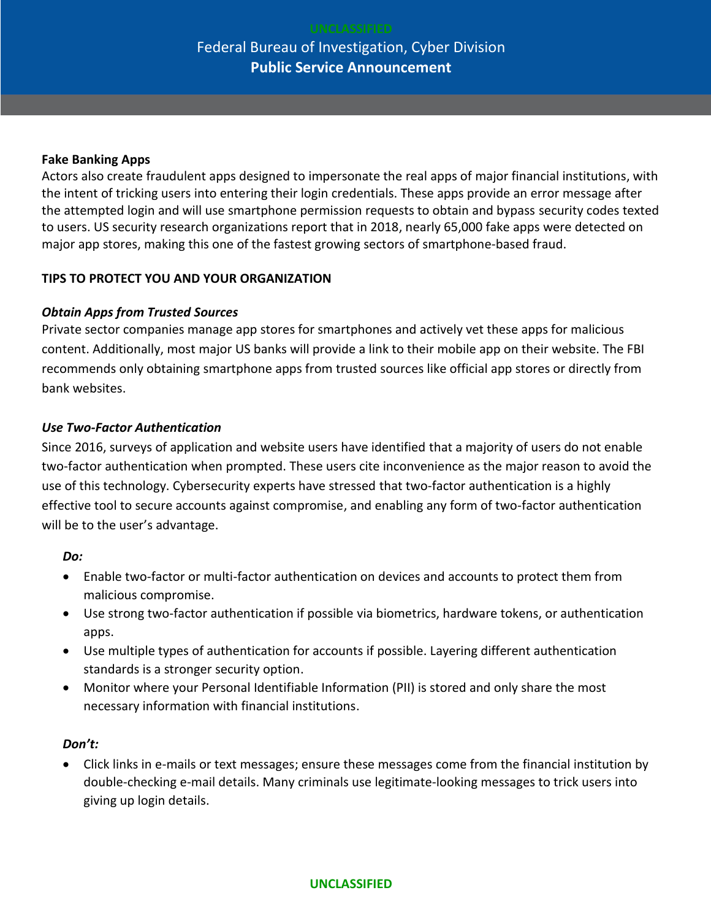**Fake Banking Apps**

Actors also create fraudulent apps designed to impersonate the real apps of major financial institutions, with the intent of tricking users into entering their login credentials. These apps provide an error message after the attempted login and will use smartphone permission requests to obtain and bypass security codes texted to users. US security research organizations report that in 2018, nearly 65,000 fake apps were detected on major app stores, making this one of the fastest growing sectors of smartphone-based fraud.

**TIPS TO PROTECT YOU AND YOUR ORGANIZATION**

***Obtain Apps from Trusted Sources***

Private sector companies manage app stores for smartphones and actively vet these apps for malicious content. Additionally, most major US banks will provide a link to their mobile app on their website. The FBI recommends only obtaining smartphone apps from trusted sources like official app stores or directly from bank websites.

***Use Two-Factor Authentication***

Since 2016, surveys of application and website users have identified that a majority of users do not enable two-factor authentication when prompted. These users cite inconvenience as the major reason to avoid the use of this technology. Cybersecurity experts have stressed that two-factor authentication is a highly effective tool to secure accounts against compromise, and enabling any form of two-factor authentication will be to the user's advantage.

***Do:***

- Enable two-factor or multi-factor authentication on devices and accounts to protect them from malicious compromise.
- Use strong two-factor authentication if possible via biometrics, hardware tokens, or authentication apps.
- Use multiple types of authentication for accounts if possible. Layering different authentication standards is a stronger security option.
- Monitor where your Personal Identifiable Information (PII) is stored and only share the most necessary information with financial institutions.

***Don't:***

- Click links in e-mails or text messages; ensure these messages come from the financial institution by double-checking e-mail details. Many criminals use legitimate-looking messages to trick users into giving up login details.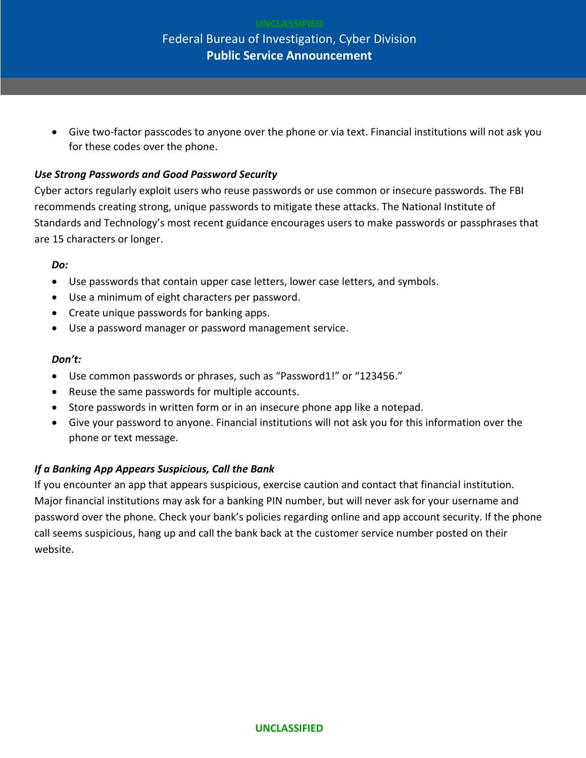- Give two-factor passcodes to anyone over the phone or via text. Financial institutions will not ask you for these codes over the phone.

***Use Strong Passwords and Good Password Security***

Cyber actors regularly exploit users who reuse passwords or use common or insecure passwords. The FBI recommends creating strong, unique passwords to mitigate these attacks. The National Institute of Standards and Technology's most recent guidance encourages users to make passwords or passphrases that are 15 characters or longer.

***Do:***

- Use passwords that contain upper case letters, lower case letters, and symbols.
- Use a minimum of eight characters per password.
- Create unique passwords for banking apps.
- Use a password manager or password management service.

***Don't:***

- Use common passwords or phrases, such as "Password1!" or "123456."
- Reuse the same passwords for multiple accounts.
- Store passwords in written form or in an insecure phone app like a notepad.
- Give your password to anyone. Financial institutions will not ask you for this information over the phone or text message.

***If a Banking App Appears Suspicious, Call the Bank***

If you encounter an app that appears suspicious, exercise caution and contact that financial institution. Major financial institutions may ask for a banking PIN number, but will never ask for your username and password over the phone. Check your bank's policies regarding online and app account security. If the phone call seems suspicious, hang up and call the bank back at the customer service number posted on their website.